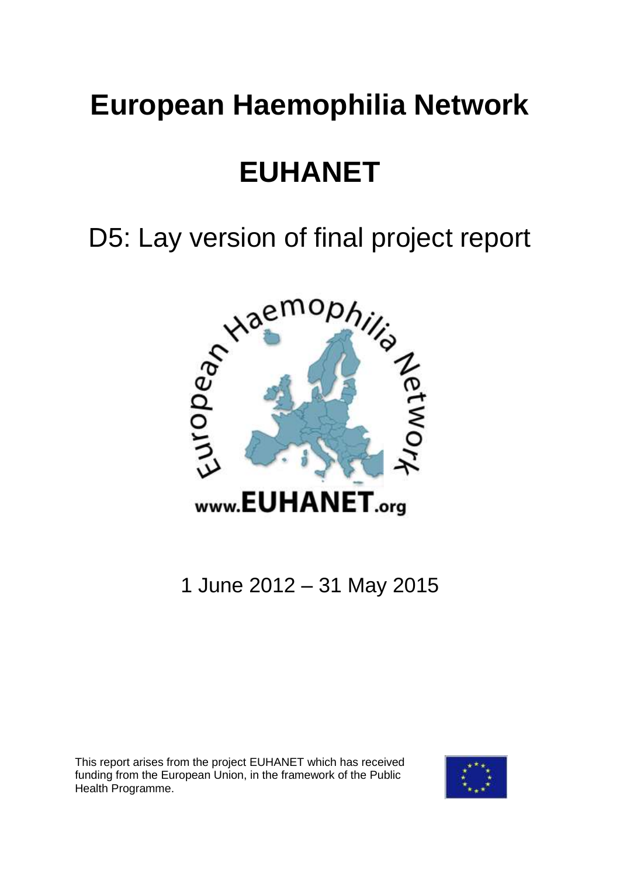# European Haemophilia Network

# EUHANET

## D5: Lay version of final project report

1 June 2012 – 31 May 2015

This report arises from the project EUHANET which has received funding from the European Union, in the framework of the Public Health Programme.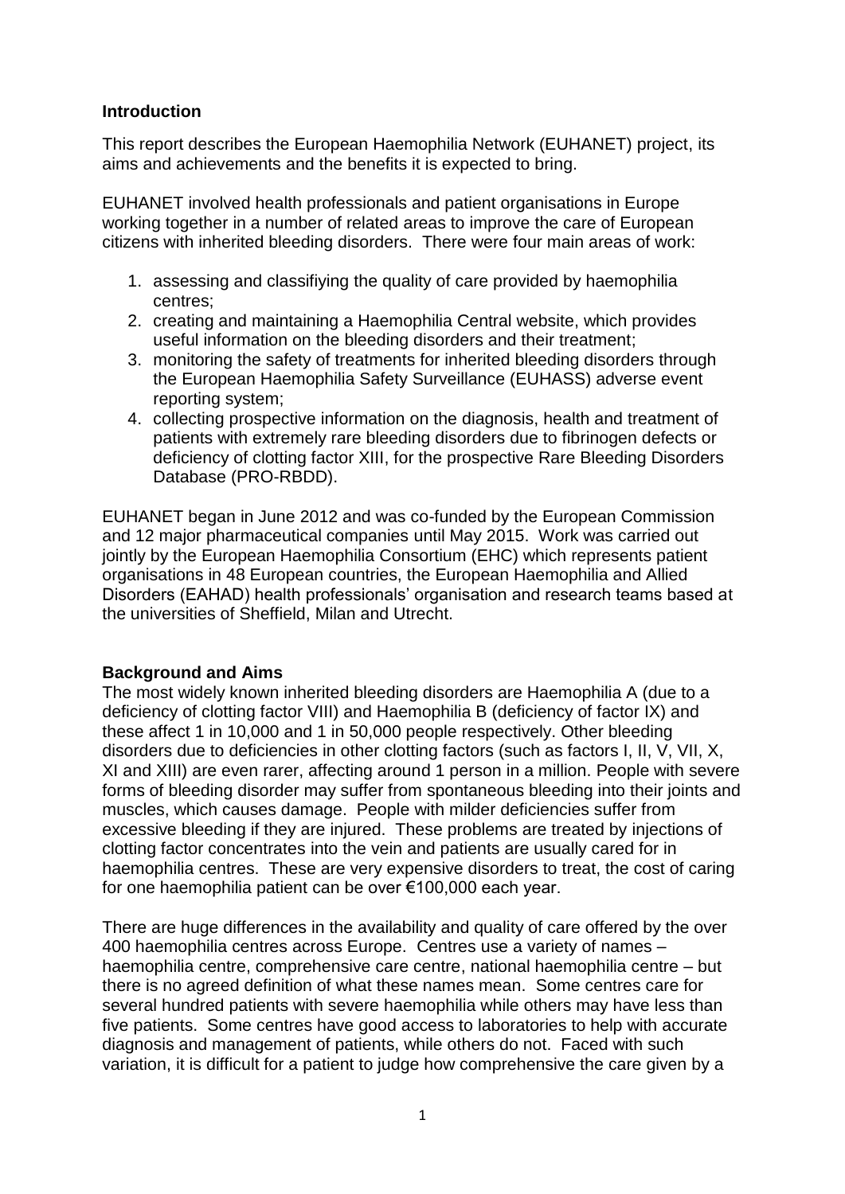## Introduction

This report describes the European Haemophilia Network (EUHANET) project, its aims and achievements and the benefits it is expected to bring.

EUHANET involved health professionals and patient organisations in Europe working together in a number of related areas to improve the care of European citizens with inherited bleeding disorders. There were four main areas of work:

1. assessing and classifiying the quality of care provided by haemophilia centres;
2. creating and maintaining a Haemophilia Central website, which provides useful information on the bleeding disorders and their treatment;
3. monitoring the safety of treatments for inherited bleeding disorders through the European Haemophilia Safety Surveillance (EUHASS) adverse event reporting system;
4. collecting prospective information on the diagnosis, health and treatment of patients with extremely rare bleeding disorders due to fibrinogen defects or deficiency of clotting factor XIII, for the prospective Rare Bleeding Disorders Database (PRO-RBDD).

EUHANET began in June 2012 and was co-funded by the European Commission and 12 major pharmaceutical companies until May 2015. Work was carried out jointly by the European Haemophilia Consortium (EHC) which represents patient organisations in 48 European countries, the European Haemophilia and Allied Disorders (EAHAD) health professionals' organisation and research teams based at the universities of Sheffield, Milan and Utrecht.

## Background and Aims

The most widely known inherited bleeding disorders are Haemophilia A (due to a deficiency of clotting factor VIII) and Haemophilia B (deficiency of factor IX) and these affect 1 in 10,000 and 1 in 50,000 people respectively. Other bleeding disorders due to deficiencies in other clotting factors (such as factors I, II, V, VII, X, XI and XIII) are even rarer, affecting around 1 person in a million. People with severe forms of bleeding disorder may suffer from spontaneous bleeding into their joints and muscles, which causes damage. People with milder deficiencies suffer from excessive bleeding if they are injured. These problems are treated by injections of clotting factor concentrates into the vein and patients are usually cared for in haemophilia centres. These are very expensive disorders to treat, the cost of caring for one haemophilia patient can be over €100,000 each year.

There are huge differences in the availability and quality of care offered by the over 400 haemophilia centres across Europe. Centres use a variety of names – haemophilia centre, comprehensive care centre, national haemophilia centre – but there is no agreed definition of what these names mean. Some centres care for several hundred patients with severe haemophilia while others may have less than five patients. Some centres have good access to laboratories to help with accurate diagnosis and management of patients, while others do not. Faced with such variation, it is difficult for a patient to judge how comprehensive the care given by a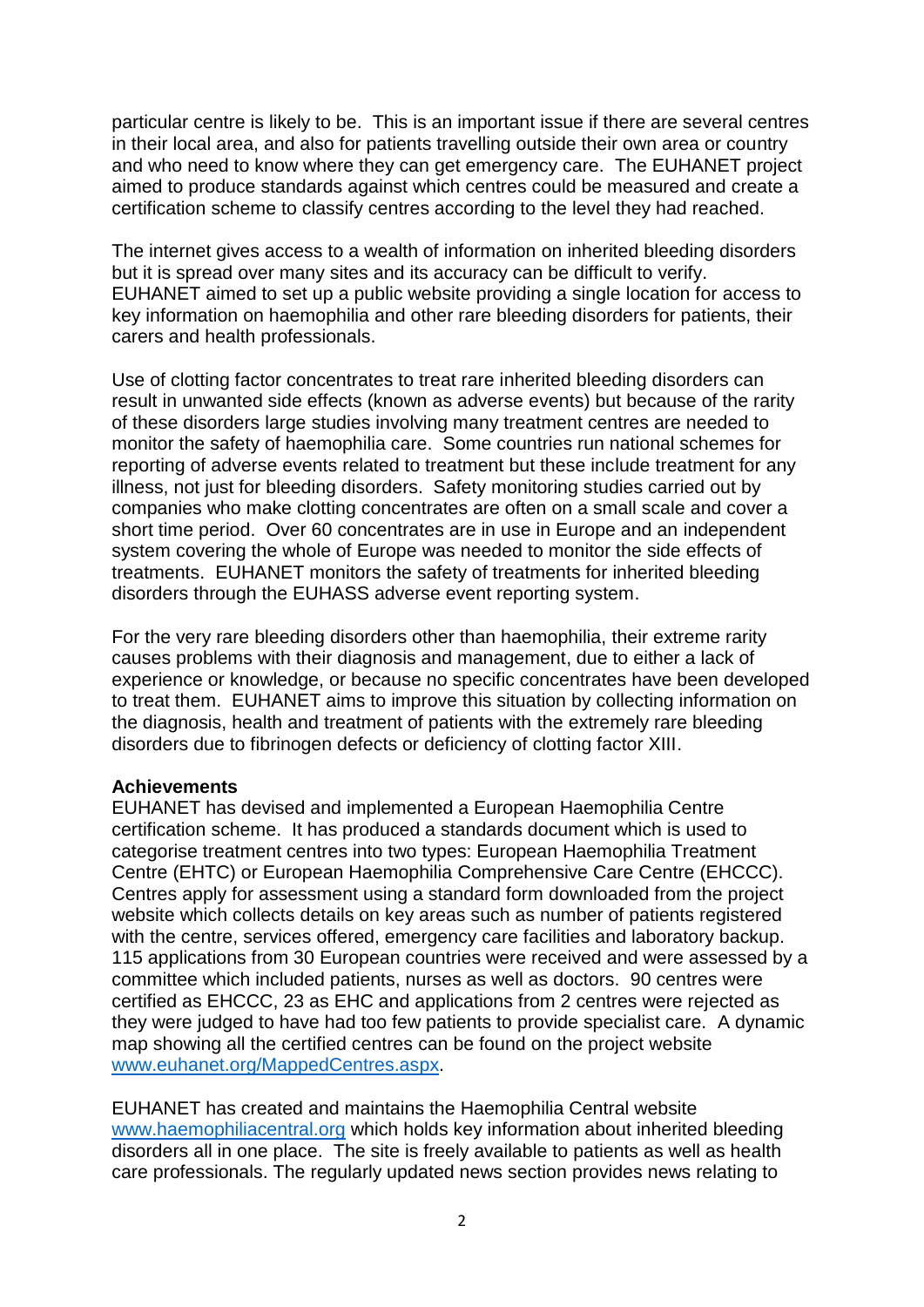particular centre is likely to be. This is an important issue if there are several centres in their local area, and also for patients travelling outside their own area or country and who need to know where they can get emergency care. The EUHANET project aimed to produce standards against which centres could be measured and create a certification scheme to classify centres according to the level they had reached.

The internet gives access to a wealth of information on inherited bleeding disorders but it is spread over many sites and its accuracy can be difficult to verify. EUHANET aimed to set up a public website providing a single location for access to key information on haemophilia and other rare bleeding disorders for patients, their carers and health professionals.

Use of clotting factor concentrates to treat rare inherited bleeding disorders can result in unwanted side effects (known as adverse events) but because of the rarity of these disorders large studies involving many treatment centres are needed to monitor the safety of haemophilia care. Some countries run national schemes for reporting of adverse events related to treatment but these include treatment for any illness, not just for bleeding disorders. Safety monitoring studies carried out by companies who make clotting concentrates are often on a small scale and cover a short time period. Over 60 concentrates are in use in Europe and an independent system covering the whole of Europe was needed to monitor the side effects of treatments. EUHANET monitors the safety of treatments for inherited bleeding disorders through the EUHASS adverse event reporting system.

For the very rare bleeding disorders other than haemophilia, their extreme rarity causes problems with their diagnosis and management, due to either a lack of experience or knowledge, or because no specific concentrates have been developed to treat them. EUHANET aims to improve this situation by collecting information on the diagnosis, health and treatment of patients with the extremely rare bleeding disorders due to fibrinogen defects or deficiency of clotting factor XIII.

**Achievements**

EUHANET has devised and implemented a European Haemophilia Centre certification scheme. It has produced a standards document which is used to categorise treatment centres into two types: European Haemophilia Treatment Centre (EHTC) or European Haemophilia Comprehensive Care Centre (EHCCC). Centres apply for assessment using a standard form downloaded from the project website which collects details on key areas such as number of patients registered with the centre, services offered, emergency care facilities and laboratory backup. 115 applications from 30 European countries were received and were assessed by a committee which included patients, nurses as well as doctors. 90 centres were certified as EHCCC, 23 as EHC and applications from 2 centres were rejected as they were judged to have had too few patients to provide specialist care. A dynamic map showing all the certified centres can be found on the project website [www.euhanet.org/MappedCentres.aspx](www.euhanet.org/MappedCentres.aspx).

EUHANET has created and maintains the Haemophilia Central website [www.haemophiliacentral.org](www.haemophiliacentral.org) which holds key information about inherited bleeding disorders all in one place. The site is freely available to patients as well as health care professionals. The regularly updated news section provides news relating to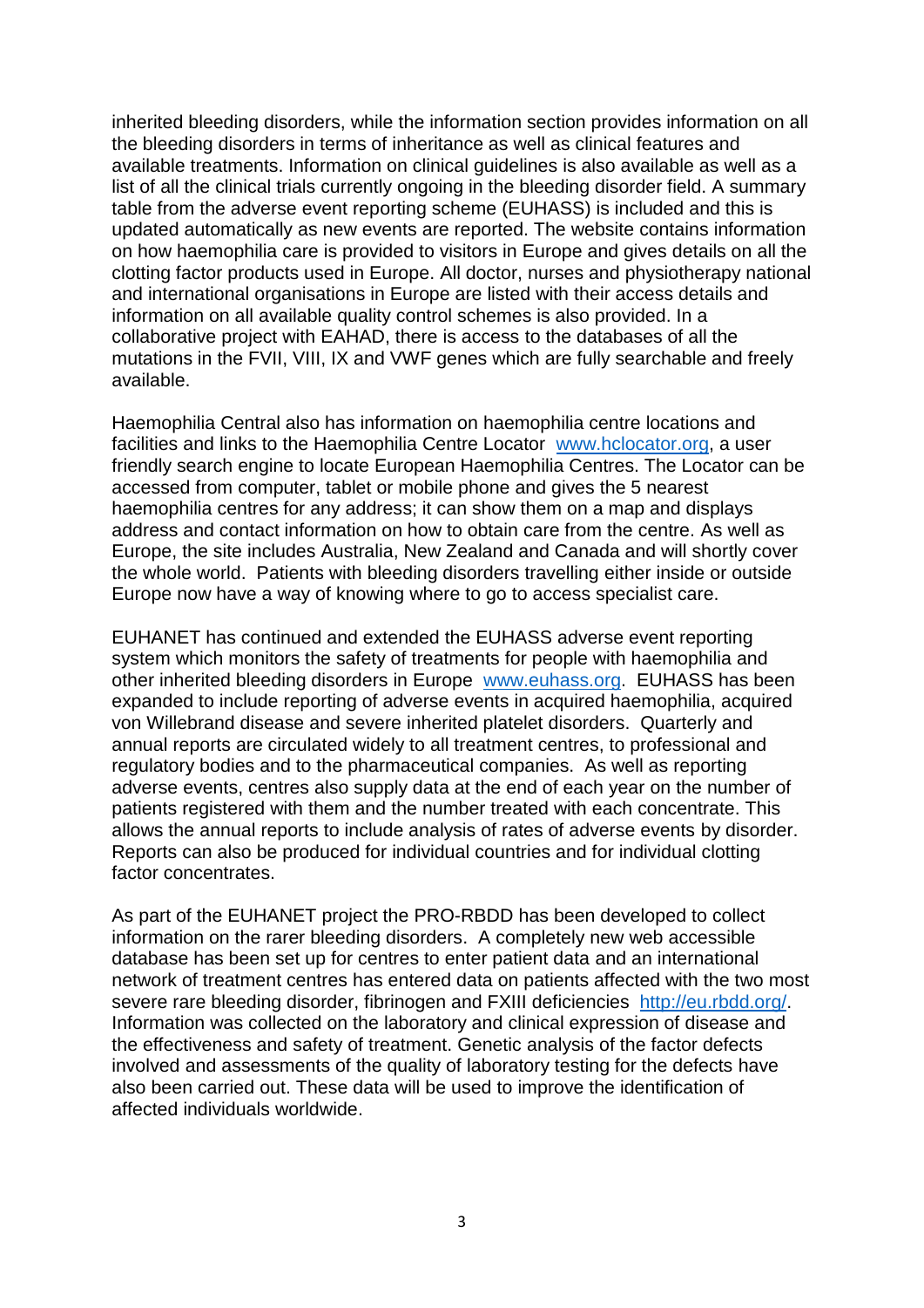inherited bleeding disorders, while the information section provides information on all the bleeding disorders in terms of inheritance as well as clinical features and available treatments. Information on clinical guidelines is also available as well as a list of all the clinical trials currently ongoing in the bleeding disorder field. A summary table from the adverse event reporting scheme (EUHASS) is included and this is updated automatically as new events are reported. The website contains information on how haemophilia care is provided to visitors in Europe and gives details on all the clotting factor products used in Europe. All doctor, nurses and physiotherapy national and international organisations in Europe are listed with their access details and information on all available quality control schemes is also provided. In a collaborative project with EAHAD, there is access to the databases of all the mutations in the FVII, VIII, IX and VWF genes which are fully searchable and freely available.

Haemophilia Central also has information on haemophilia centre locations and facilities and links to the Haemophilia Centre Locator [www.hclocator.org](www.hclocator.org), a user friendly search engine to locate European Haemophilia Centres. The Locator can be accessed from computer, tablet or mobile phone and gives the 5 nearest haemophilia centres for any address; it can show them on a map and displays address and contact information on how to obtain care from the centre. As well as Europe, the site includes Australia, New Zealand and Canada and will shortly cover the whole world. Patients with bleeding disorders travelling either inside or outside Europe now have a way of knowing where to go to access specialist care.

EUHANET has continued and extended the EUHASS adverse event reporting system which monitors the safety of treatments for people with haemophilia and other inherited bleeding disorders in Europe [www.euhass.org](www.euhass.org). EUHASS has been expanded to include reporting of adverse events in acquired haemophilia, acquired von Willebrand disease and severe inherited platelet disorders. Quarterly and annual reports are circulated widely to all treatment centres, to professional and regulatory bodies and to the pharmaceutical companies. As well as reporting adverse events, centres also supply data at the end of each year on the number of patients registered with them and the number treated with each concentrate. This allows the annual reports to include analysis of rates of adverse events by disorder. Reports can also be produced for individual countries and for individual clotting factor concentrates.

As part of the EUHANET project the PRO-RBDD has been developed to collect information on the rarer bleeding disorders. A completely new web accessible database has been set up for centres to enter patient data and an international network of treatment centres has entered data on patients affected with the two most severe rare bleeding disorder, fibrinogen and FXIII deficiencies [http://eu.rbdd.org/](http://eu.rbdd.org/). Information was collected on the laboratory and clinical expression of disease and the effectiveness and safety of treatment. Genetic analysis of the factor defects involved and assessments of the quality of laboratory testing for the defects have also been carried out. These data will be used to improve the identification of affected individuals worldwide.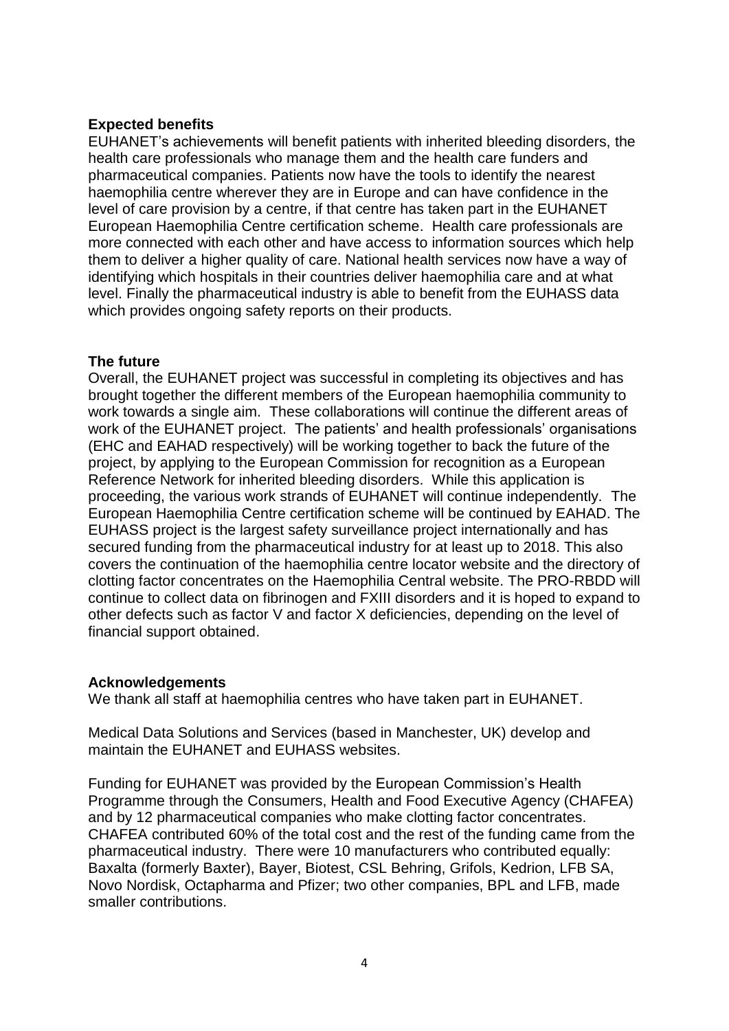## Expected benefits

EUHANET's achievements will benefit patients with inherited bleeding disorders, the health care professionals who manage them and the health care funders and pharmaceutical companies. Patients now have the tools to identify the nearest haemophilia centre wherever they are in Europe and can have confidence in the level of care provision by a centre, if that centre has taken part in the EUHANET European Haemophilia Centre certification scheme. Health care professionals are more connected with each other and have access to information sources which help them to deliver a higher quality of care. National health services now have a way of identifying which hospitals in their countries deliver haemophilia care and at what level. Finally the pharmaceutical industry is able to benefit from the EUHASS data which provides ongoing safety reports on their products.

## The future

Overall, the EUHANET project was successful in completing its objectives and has brought together the different members of the European haemophilia community to work towards a single aim. These collaborations will continue the different areas of work of the EUHANET project. The patients' and health professionals' organisations (EHC and EAHAD respectively) will be working together to back the future of the project, by applying to the European Commission for recognition as a European Reference Network for inherited bleeding disorders. While this application is proceeding, the various work strands of EUHANET will continue independently. The European Haemophilia Centre certification scheme will be continued by EAHAD. The EUHASS project is the largest safety surveillance project internationally and has secured funding from the pharmaceutical industry for at least up to 2018. This also covers the continuation of the haemophilia centre locator website and the directory of clotting factor concentrates on the Haemophilia Central website. The PRO-RBDD will continue to collect data on fibrinogen and FXIII disorders and it is hoped to expand to other defects such as factor V and factor X deficiencies, depending on the level of financial support obtained.

## Acknowledgements

We thank all staff at haemophilia centres who have taken part in EUHANET.

Medical Data Solutions and Services (based in Manchester, UK) develop and maintain the EUHANET and EUHASS websites.

Funding for EUHANET was provided by the European Commission's Health Programme through the Consumers, Health and Food Executive Agency (CHAFEA) and by 12 pharmaceutical companies who make clotting factor concentrates. CHAFEA contributed 60% of the total cost and the rest of the funding came from the pharmaceutical industry. There were 10 manufacturers who contributed equally: Baxalta (formerly Baxter), Bayer, Biotest, CSL Behring, Grifols, Kedrion, LFB SA, Novo Nordisk, Octapharma and Pfizer; two other companies, BPL and LFB, made smaller contributions.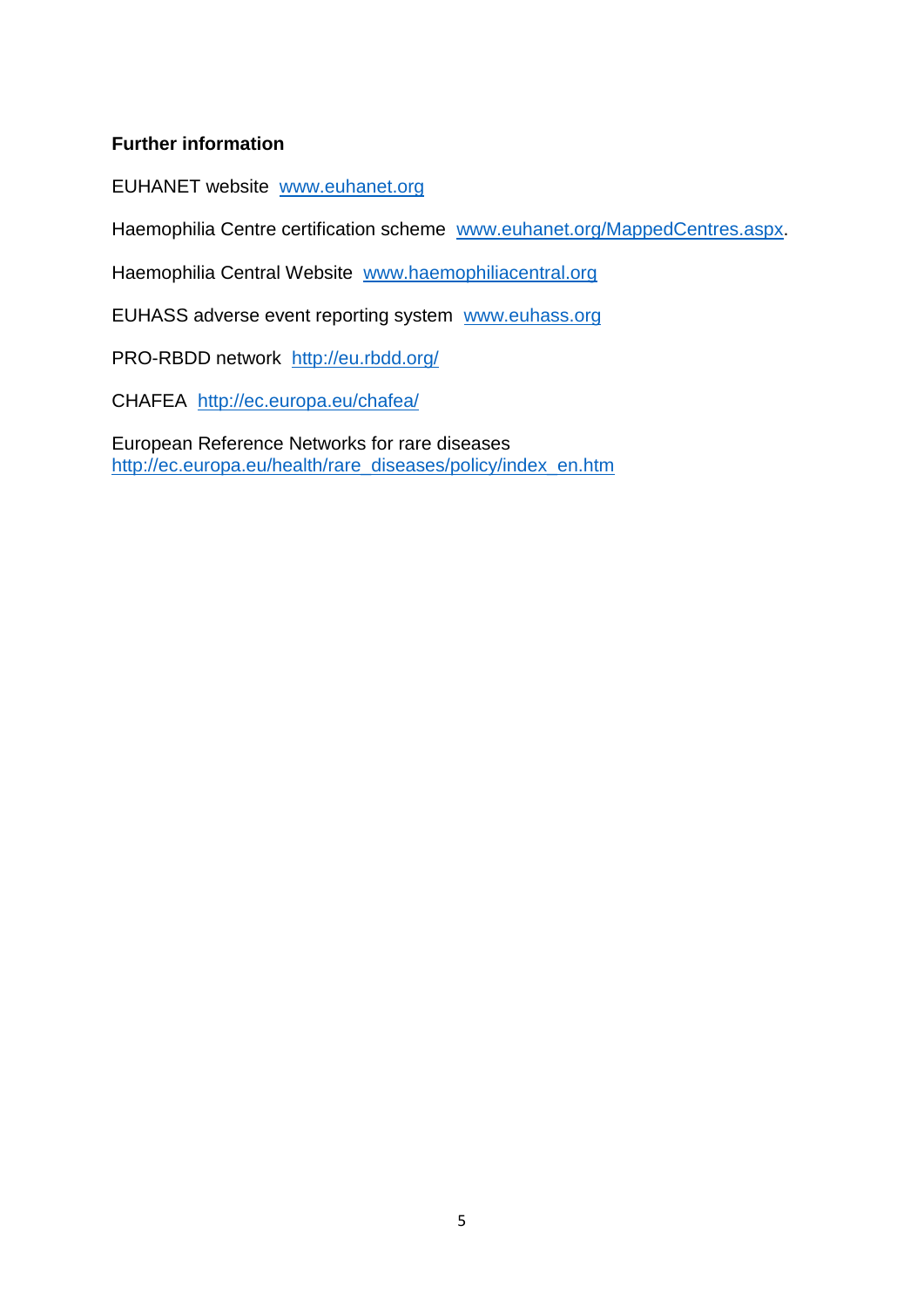**Further information**

EUHANET website www.euhanet.org

Haemophilia Centre certification scheme www.euhanet.org/MappedCentres.aspx.

Haemophilia Central Website www.haemophiliacentral.org

EUHASS adverse event reporting system www.euhass.org

PRO-RBDD network http://eu.rbdd.org/

CHAFEA http://ec.europa.eu/chafea/

European Reference Networks for rare diseases
http://ec.europa.eu/health/rare_diseases/policy/index_en.htm